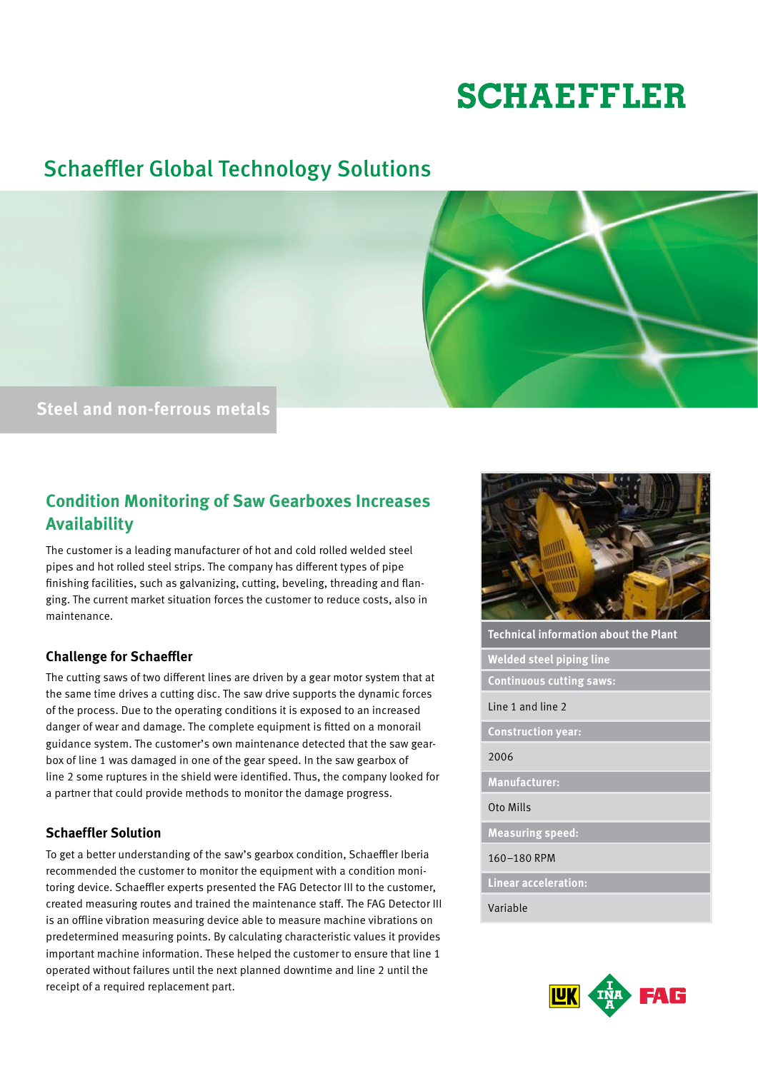SCHAEFFLER

# Schaeffler Global Technology Solutions

Steel and non-ferrous metals

## Condition Monitoring of Saw Gearboxes Increases Availability

The customer is a leading manufacturer of hot and cold rolled welded steel pipes and hot rolled steel strips. The company has different types of pipe finishing facilities, such as galvanizing, cutting, beveling, threading and flanging. The current market situation forces the customer to reduce costs, also in maintenance.

### Challenge for Schaeffler

The cutting saws of two different lines are driven by a gear motor system that at the same time drives a cutting disc. The saw drive supports the dynamic forces of the process. Due to the operating conditions it is exposed to an increased danger of wear and damage. The complete equipment is fitted on a monorail guidance system. The customer's own maintenance detected that the saw gearbox of line 1 was damaged in one of the gear speed. In the saw gearbox of line 2 some ruptures in the shield were identified. Thus, the company looked for a partner that could provide methods to monitor the damage progress.

### Schaeffler Solution

To get a better understanding of the saw's gearbox condition, Schaeffler Iberia recommended the customer to monitor the equipment with a condition monitoring device. Schaeffler experts presented the FAG Detector III to the customer, created measuring routes and trained the maintenance staff. The FAG Detector III is an offline vibration measuring device able to measure machine vibrations on predetermined measuring points. By calculating characteristic values it provides important machine information. These helped the customer to ensure that line 1 operated without failures until the next planned downtime and line 2 until the receipt of a required replacement part.

| Technical information about the Plant |
|---|
| **Welded steel piping line** |
| **Continuous cutting saws:** |
| Line 1 and line 2 |
| **Construction year:** |
| 2006 |
| **Manufacturer:** |
| Oto Mills |
| **Measuring speed:** |
| 160–180 RPM |
| **Linear acceleration:** |
| Variable |

LUK INA FAG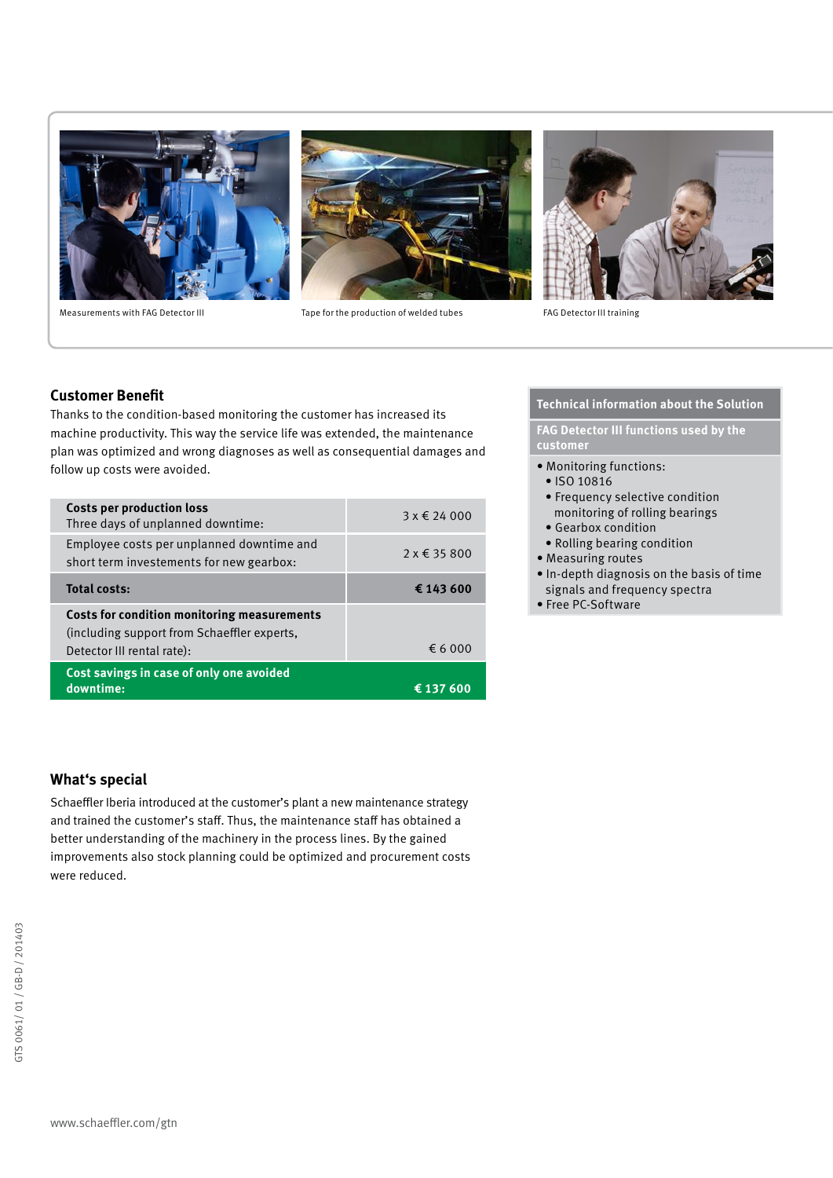Measurements with FAG Detector III

Tape for the production of welded tubes

FAG Detector III training

## Customer Benefit

Thanks to the condition-based monitoring the customer has increased its machine productivity. This way the service life was extended, the maintenance plan was optimized and wrong diagnoses as well as consequential damages and follow up costs were avoided.

| | |
|---|---|
| **Costs per production loss**<br>Three days of unplanned downtime: | 3 x € 24 000 |
| Employee costs per unplanned downtime and short term investements for new gearbox: | 2 x € 35 800 |
| **Total costs:** | **€ 143 600** |
| **Costs for condition monitoring measurements**<br>(including support from Schaeffler experts, Detector III rental rate): | € 6 000 |
| **Cost savings in case of only one avoided downtime:** | **€ 137 600** |

## What‘s special

Schaeffler Iberia introduced at the customer's plant a new maintenance strategy and trained the customer's staff. Thus, the maintenance staff has obtained a better understanding of the machinery in the process lines. By the gained improvements also stock planning could be optimized and procurement costs were reduced.

### Technical information about the Solution

**FAG Detector III functions used by the customer**

- Monitoring functions:
  - ISO 10816
  - Frequency selective condition monitoring of rolling bearings
  - Gearbox condition
  - Rolling bearing condition
- Measuring routes
- In-depth diagnosis on the basis of time signals and frequency spectra
- Free PC-Software

GTS 0061/ 01 / GB-D / 201403

www.schaeffler.com/gtn